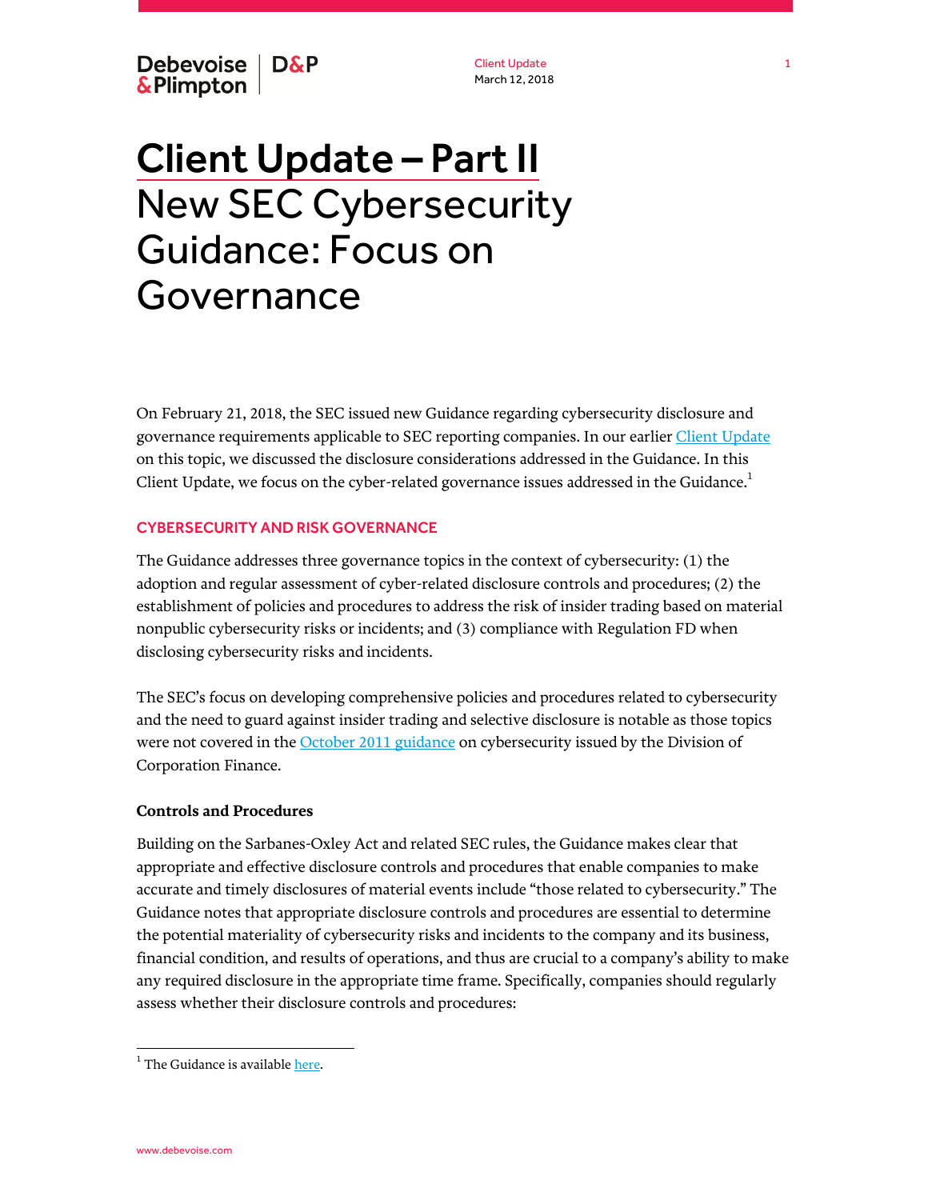Client Update
March 12, 2018

# Client Update – Part II
# New SEC Cybersecurity Guidance: Focus on Governance

On February 21, 2018, the SEC issued new Guidance regarding cybersecurity disclosure and governance requirements applicable to SEC reporting companies. In our earlier Client Update on this topic, we discussed the disclosure considerations addressed in the Guidance. In this Client Update, we focus on the cyber-related governance issues addressed in the Guidance.[1]

## CYBERSECURITY AND RISK GOVERNANCE

The Guidance addresses three governance topics in the context of cybersecurity: (1) the adoption and regular assessment of cyber-related disclosure controls and procedures; (2) the establishment of policies and procedures to address the risk of insider trading based on material nonpublic cybersecurity risks or incidents; and (3) compliance with Regulation FD when disclosing cybersecurity risks and incidents.

The SEC's focus on developing comprehensive policies and procedures related to cybersecurity and the need to guard against insider trading and selective disclosure is notable as those topics were not covered in the October 2011 guidance on cybersecurity issued by the Division of Corporation Finance.

### Controls and Procedures

Building on the Sarbanes-Oxley Act and related SEC rules, the Guidance makes clear that appropriate and effective disclosure controls and procedures that enable companies to make accurate and timely disclosures of material events include "those related to cybersecurity." The Guidance notes that appropriate disclosure controls and procedures are essential to determine the potential materiality of cybersecurity risks and incidents to the company and its business, financial condition, and results of operations, and thus are crucial to a company's ability to make any required disclosure in the appropriate time frame. Specifically, companies should regularly assess whether their disclosure controls and procedures:

[1] The Guidance is available here.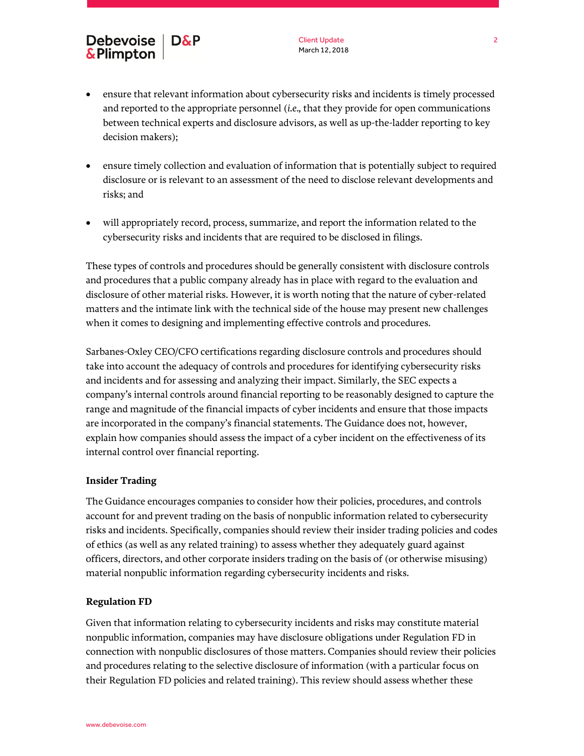- ensure that relevant information about cybersecurity risks and incidents is timely processed and reported to the appropriate personnel (*i.e.,* that they provide for open communications between technical experts and disclosure advisors, as well as up-the-ladder reporting to key decision makers);

- ensure timely collection and evaluation of information that is potentially subject to required disclosure or is relevant to an assessment of the need to disclose relevant developments and risks; and

- will appropriately record, process, summarize, and report the information related to the cybersecurity risks and incidents that are required to be disclosed in filings.

These types of controls and procedures should be generally consistent with disclosure controls and procedures that a public company already has in place with regard to the evaluation and disclosure of other material risks. However, it is worth noting that the nature of cyber-related matters and the intimate link with the technical side of the house may present new challenges when it comes to designing and implementing effective controls and procedures.

Sarbanes-Oxley CEO/CFO certifications regarding disclosure controls and procedures should take into account the adequacy of controls and procedures for identifying cybersecurity risks and incidents and for assessing and analyzing their impact. Similarly, the SEC expects a company's internal controls around financial reporting to be reasonably designed to capture the range and magnitude of the financial impacts of cyber incidents and ensure that those impacts are incorporated in the company's financial statements. The Guidance does not, however, explain how companies should assess the impact of a cyber incident on the effectiveness of its internal control over financial reporting.

**Insider Trading**

The Guidance encourages companies to consider how their policies, procedures, and controls account for and prevent trading on the basis of nonpublic information related to cybersecurity risks and incidents. Specifically, companies should review their insider trading policies and codes of ethics (as well as any related training) to assess whether they adequately guard against officers, directors, and other corporate insiders trading on the basis of (or otherwise misusing) material nonpublic information regarding cybersecurity incidents and risks.

**Regulation FD**

Given that information relating to cybersecurity incidents and risks may constitute material nonpublic information, companies may have disclosure obligations under Regulation FD in connection with nonpublic disclosures of those matters. Companies should review their policies and procedures relating to the selective disclosure of information (with a particular focus on their Regulation FD policies and related training). This review should assess whether these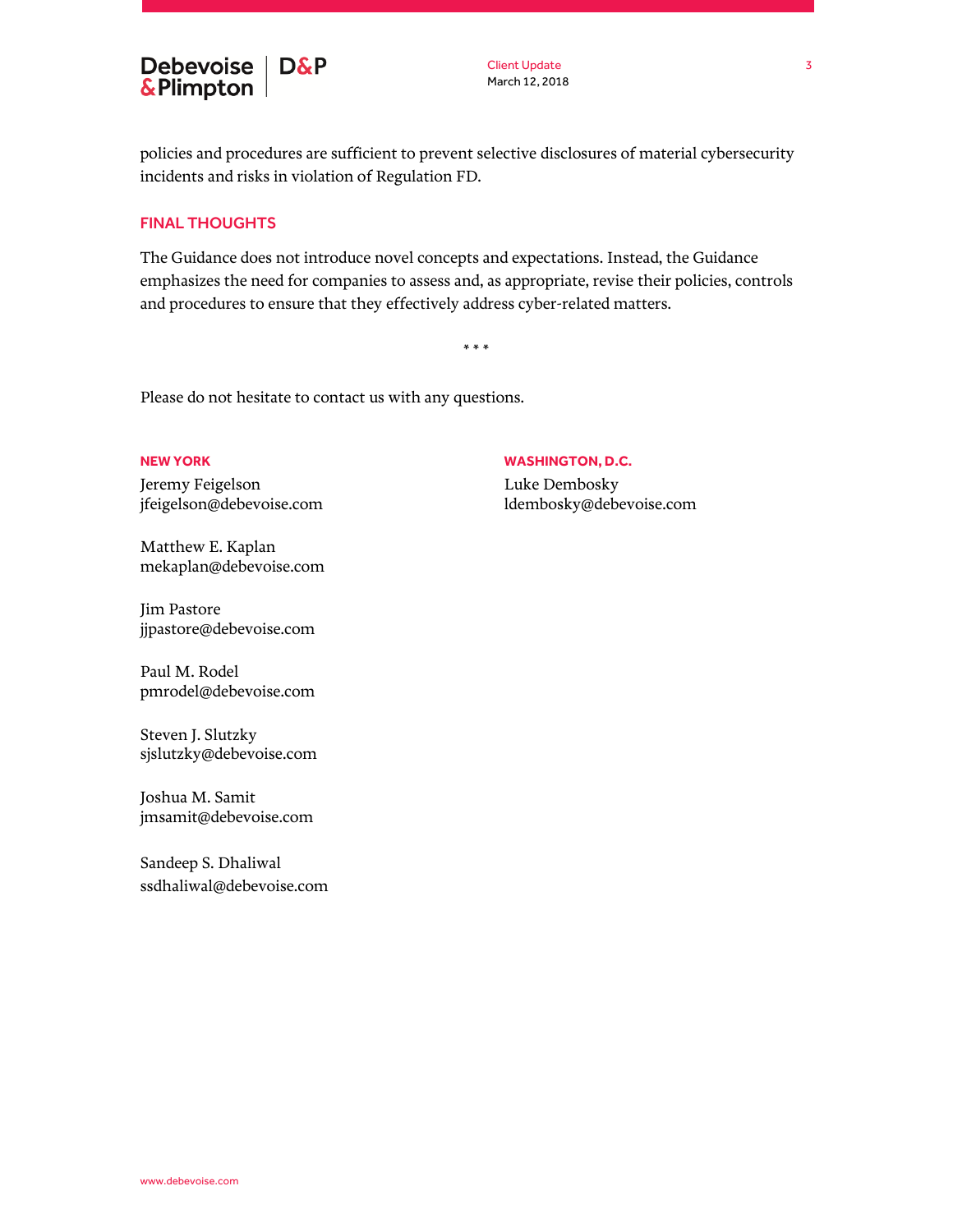policies and procedures are sufficient to prevent selective disclosures of material cybersecurity incidents and risks in violation of Regulation FD.

## FINAL THOUGHTS

The Guidance does not introduce novel concepts and expectations. Instead, the Guidance emphasizes the need for companies to assess and, as appropriate, revise their policies, controls and procedures to ensure that they effectively address cyber-related matters.

\* \* \*

Please do not hesitate to contact us with any questions.

**NEW YORK**

Jeremy Feigelson
jfeigelson@debevoise.com

Matthew E. Kaplan
mekaplan@debevoise.com

Jim Pastore
jjpastore@debevoise.com

Paul M. Rodel
pmrodel@debevoise.com

Steven J. Slutzky
sjslutzky@debevoise.com

Joshua M. Samit
jmsamit@debevoise.com

Sandeep S. Dhaliwal
ssdhaliwal@debevoise.com

**WASHINGTON, D.C.**

Luke Dembosky
ldembosky@debevoise.com